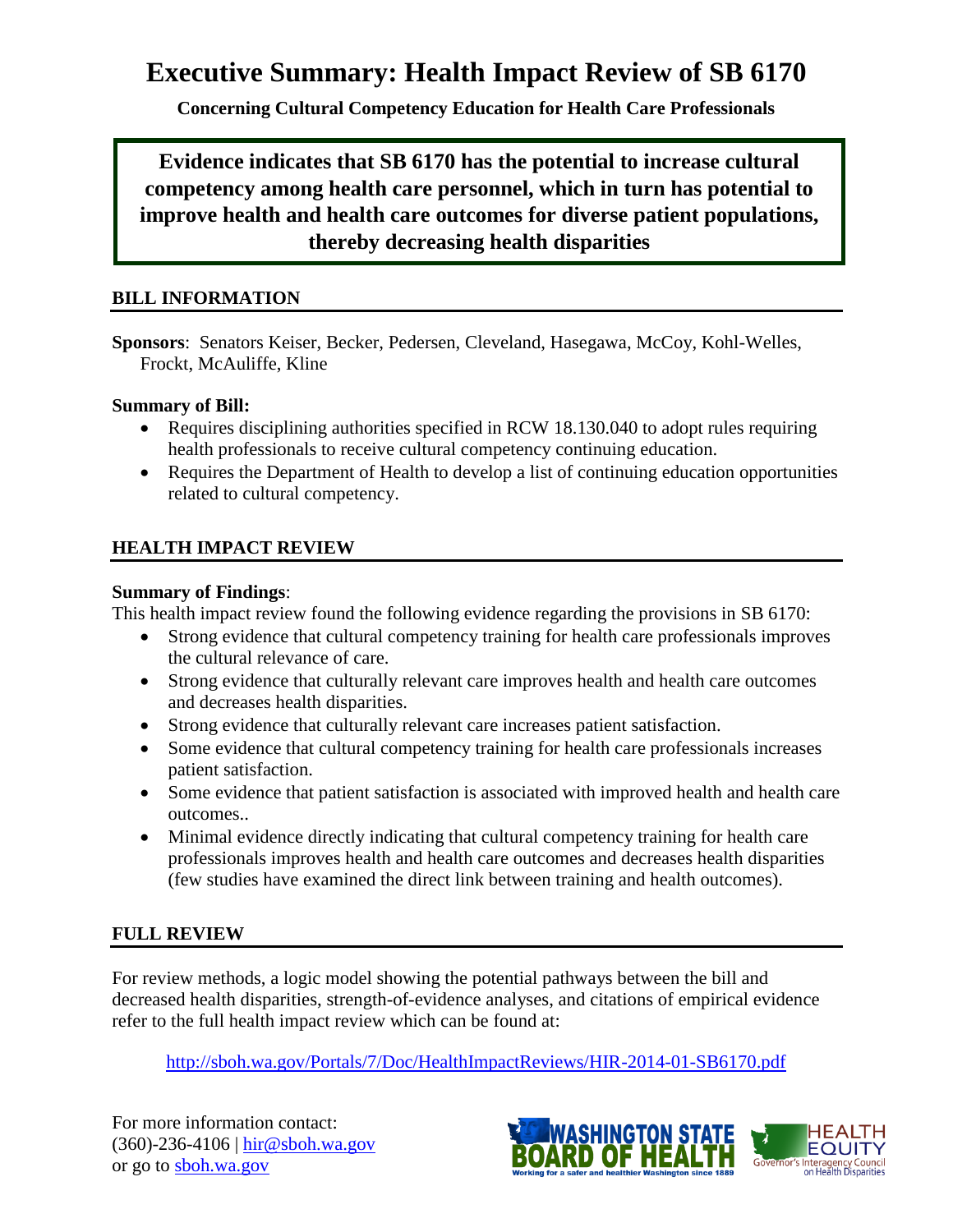# Executive Summary: Health Impact Review of SB 6170

**Concerning Cultural Competency Education for Health Care Professionals**

**Evidence indicates that SB 6170 has the potential to increase cultural competency among health care personnel, which in turn has potential to improve health and health care outcomes for diverse patient populations, thereby decreasing health disparities**

## BILL INFORMATION

**Sponsors**: Senators Keiser, Becker, Pedersen, Cleveland, Hasegawa, McCoy, Kohl-Welles, Frockt, McAuliffe, Kline

**Summary of Bill:**

- Requires disciplining authorities specified in RCW 18.130.040 to adopt rules requiring health professionals to receive cultural competency continuing education.
- Requires the Department of Health to develop a list of continuing education opportunities related to cultural competency.

## HEALTH IMPACT REVIEW

**Summary of Findings**:

This health impact review found the following evidence regarding the provisions in SB 6170:

- Strong evidence that cultural competency training for health care professionals improves the cultural relevance of care.
- Strong evidence that culturally relevant care improves health and health care outcomes and decreases health disparities.
- Strong evidence that culturally relevant care increases patient satisfaction.
- Some evidence that cultural competency training for health care professionals increases patient satisfaction.
- Some evidence that patient satisfaction is associated with improved health and health care outcomes..
- Minimal evidence directly indicating that cultural competency training for health care professionals improves health and health care outcomes and decreases health disparities (few studies have examined the direct link between training and health outcomes).

## FULL REVIEW

For review methods, a logic model showing the potential pathways between the bill and decreased health disparities, strength-of-evidence analyses, and citations of empirical evidence refer to the full health impact review which can be found at:

http://sboh.wa.gov/Portals/7/Doc/HealthImpactReviews/HIR-2014-01-SB6170.pdf

For more information contact:
(360)-236-4106 | hir@sboh.wa.gov
or go to sboh.wa.gov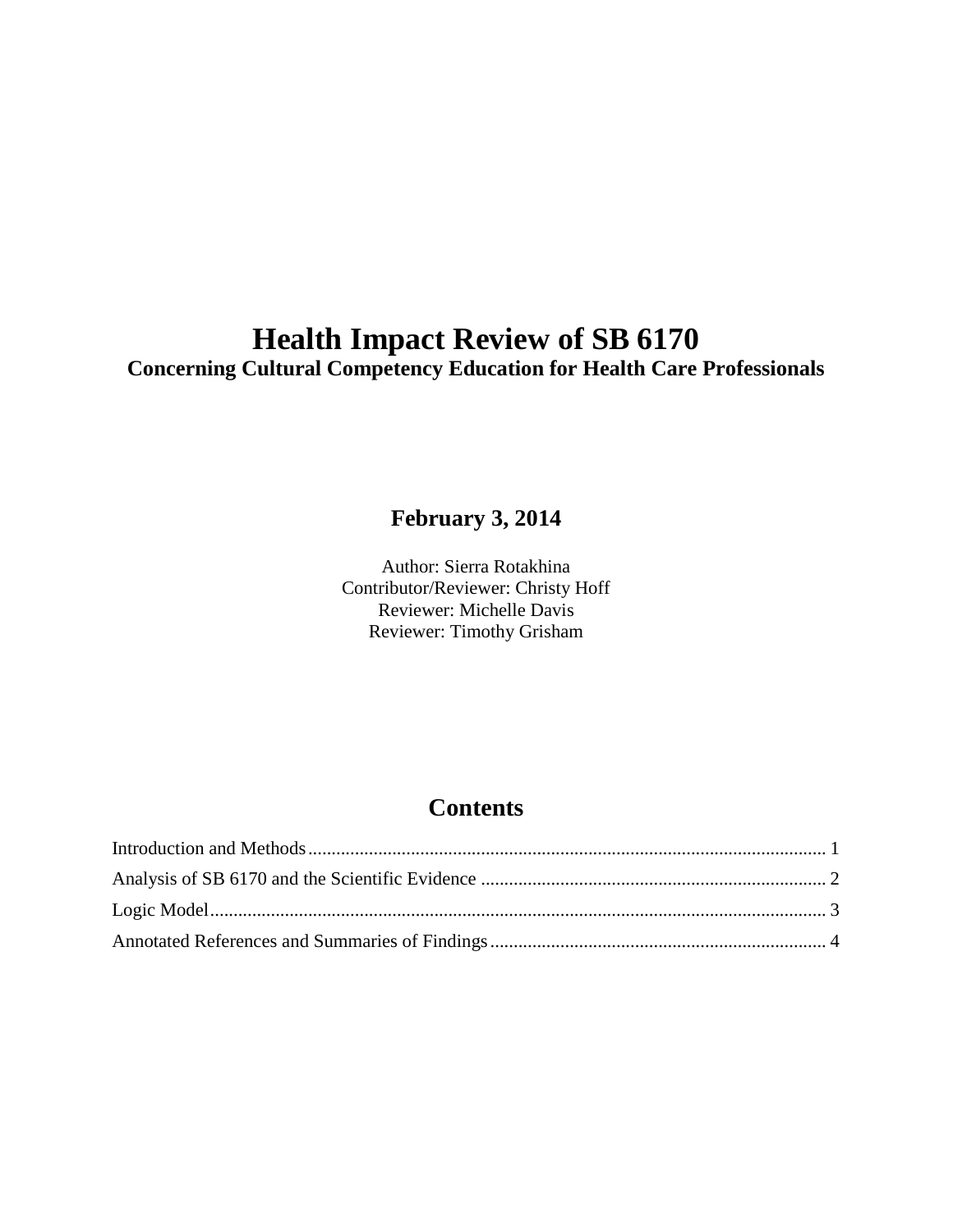# Health Impact Review of SB 6170

**Concerning Cultural Competency Education for Health Care Professionals**

**February 3, 2014**

Author: Sierra Rotakhina
Contributor/Reviewer: Christy Hoff
Reviewer: Michelle Davis
Reviewer: Timothy Grisham

## Contents

Introduction and Methods ........................................................................................................ 1
Analysis of SB 6170 and the Scientific Evidence ..................................................................... 2
Logic Model ............................................................................................................................ 3
Annotated References and Summaries of Findings ................................................................... 4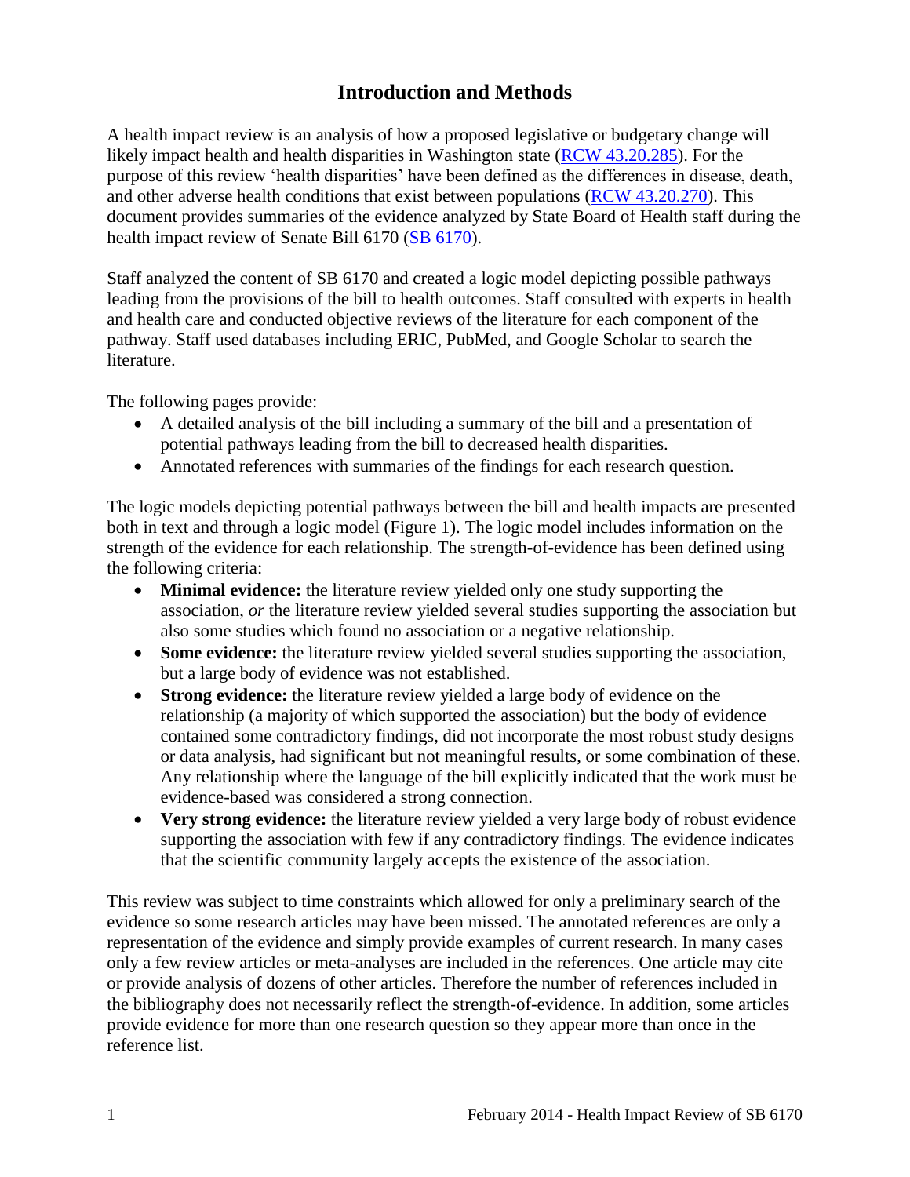# Introduction and Methods

A health impact review is an analysis of how a proposed legislative or budgetary change will likely impact health and health disparities in Washington state ([RCW 43.20.285](RCW 43.20.285)). For the purpose of this review 'health disparities' have been defined as the differences in disease, death, and other adverse health conditions that exist between populations ([RCW 43.20.270](RCW 43.20.270)). This document provides summaries of the evidence analyzed by State Board of Health staff during the health impact review of Senate Bill 6170 ([SB 6170](SB 6170)).

Staff analyzed the content of SB 6170 and created a logic model depicting possible pathways leading from the provisions of the bill to health outcomes. Staff consulted with experts in health and health care and conducted objective reviews of the literature for each component of the pathway. Staff used databases including ERIC, PubMed, and Google Scholar to search the literature.

The following pages provide:

- A detailed analysis of the bill including a summary of the bill and a presentation of potential pathways leading from the bill to decreased health disparities.
- Annotated references with summaries of the findings for each research question.

The logic models depicting potential pathways between the bill and health impacts are presented both in text and through a logic model (Figure 1). The logic model includes information on the strength of the evidence for each relationship. The strength-of-evidence has been defined using the following criteria:

- **Minimal evidence:** the literature review yielded only one study supporting the association, *or* the literature review yielded several studies supporting the association but also some studies which found no association or a negative relationship.
- **Some evidence:** the literature review yielded several studies supporting the association, but a large body of evidence was not established.
- **Strong evidence:** the literature review yielded a large body of evidence on the relationship (a majority of which supported the association) but the body of evidence contained some contradictory findings, did not incorporate the most robust study designs or data analysis, had significant but not meaningful results, or some combination of these. Any relationship where the language of the bill explicitly indicated that the work must be evidence-based was considered a strong connection.
- **Very strong evidence:** the literature review yielded a very large body of robust evidence supporting the association with few if any contradictory findings. The evidence indicates that the scientific community largely accepts the existence of the association.

This review was subject to time constraints which allowed for only a preliminary search of the evidence so some research articles may have been missed. The annotated references are only a representation of the evidence and simply provide examples of current research. In many cases only a few review articles or meta-analyses are included in the references. One article may cite or provide analysis of dozens of other articles. Therefore the number of references included in the bibliography does not necessarily reflect the strength-of-evidence. In addition, some articles provide evidence for more than one research question so they appear more than once in the reference list.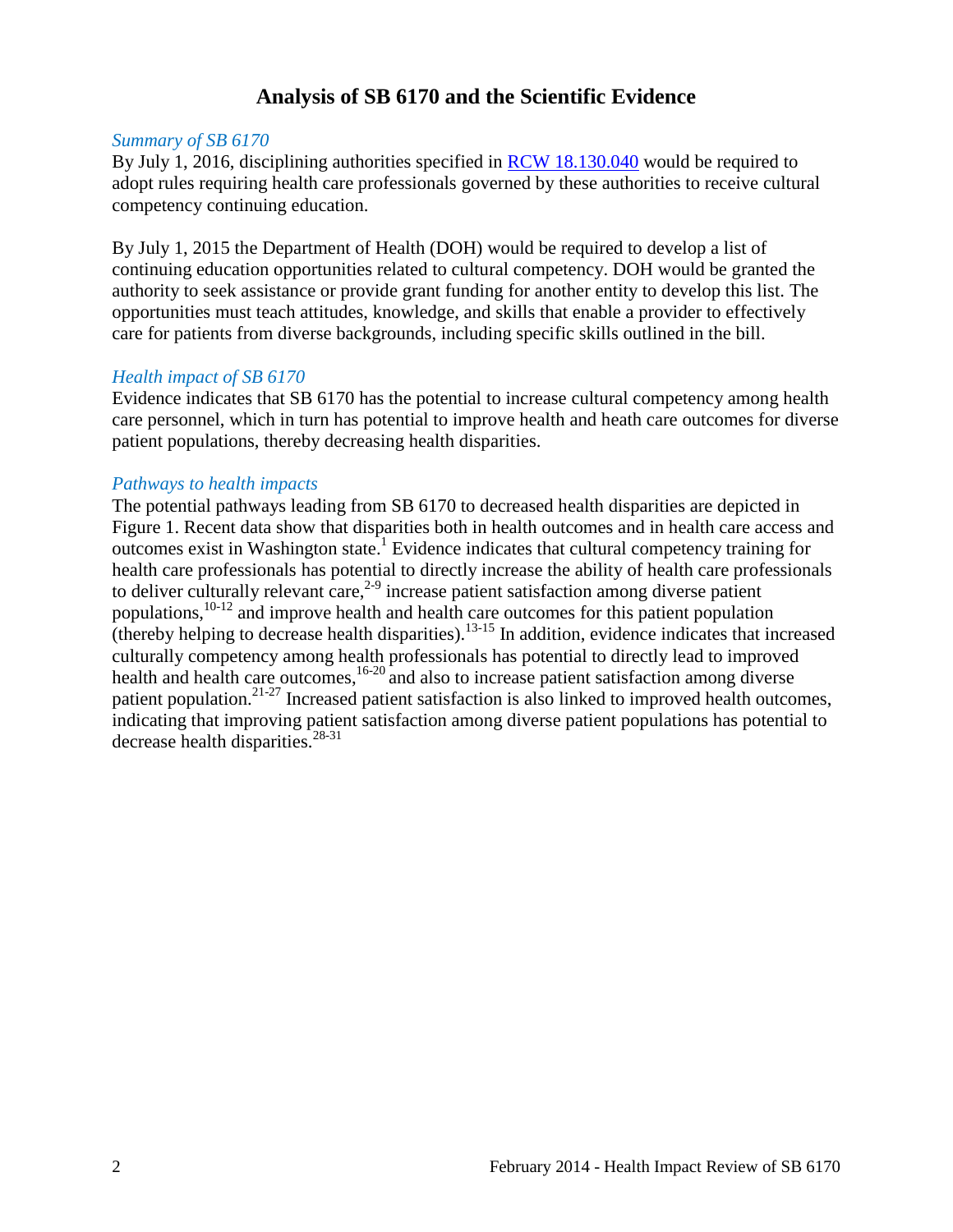# Analysis of SB 6170 and the Scientific Evidence

*Summary of SB 6170*

By July 1, 2016, disciplining authorities specified in [RCW 18.130.040](RCW 18.130.040) would be required to adopt rules requiring health care professionals governed by these authorities to receive cultural competency continuing education.

By July 1, 2015 the Department of Health (DOH) would be required to develop a list of continuing education opportunities related to cultural competency. DOH would be granted the authority to seek assistance or provide grant funding for another entity to develop this list. The opportunities must teach attitudes, knowledge, and skills that enable a provider to effectively care for patients from diverse backgrounds, including specific skills outlined in the bill.

*Health impact of SB 6170*

Evidence indicates that SB 6170 has the potential to increase cultural competency among health care personnel, which in turn has potential to improve health and heath care outcomes for diverse patient populations, thereby decreasing health disparities.

*Pathways to health impacts*

The potential pathways leading from SB 6170 to decreased health disparities are depicted in Figure 1. Recent data show that disparities both in health outcomes and in health care access and outcomes exist in Washington state.[1] Evidence indicates that cultural competency training for health care professionals has potential to directly increase the ability of health care professionals to deliver culturally relevant care,[2-9] increase patient satisfaction among diverse patient populations,[10-12] and improve health and health care outcomes for this patient population (thereby helping to decrease health disparities).[13-15] In addition, evidence indicates that increased culturally competency among health professionals has potential to directly lead to improved health and health care outcomes,[16-20] and also to increase patient satisfaction among diverse patient population.[21-27] Increased patient satisfaction is also linked to improved health outcomes, indicating that improving patient satisfaction among diverse patient populations has potential to decrease health disparities.[28-31]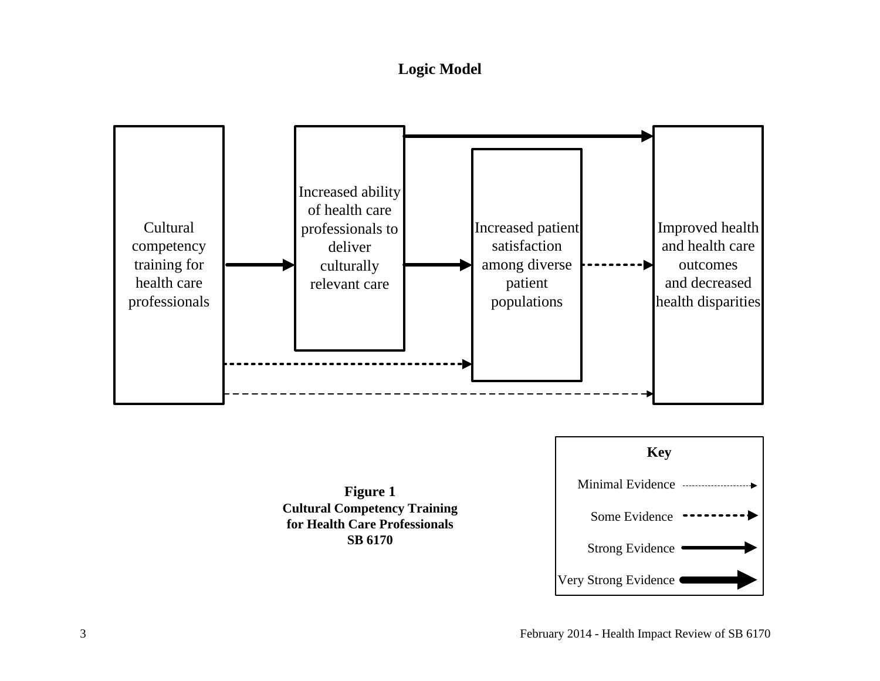## Logic Model

Cultural competency training for health care professionals

Increased ability of health care professionals to deliver culturally relevant care

Increased patient satisfaction among diverse patient populations

Improved health and health care outcomes and decreased health disparities

**Key**

Minimal Evidence

Some Evidence

Strong Evidence

Very Strong Evidence

**Figure 1**
**Cultural Competency Training for Health Care Professionals**
**SB 6170**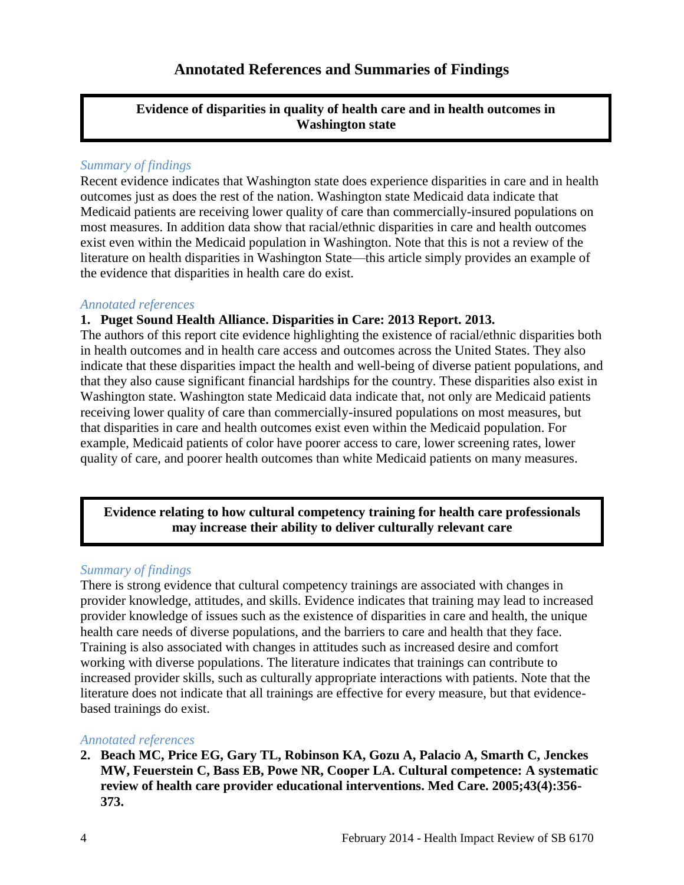# Annotated References and Summaries of Findings

**Evidence of disparities in quality of health care and in health outcomes in Washington state**

*Summary of findings*

Recent evidence indicates that Washington state does experience disparities in care and in health outcomes just as does the rest of the nation. Washington state Medicaid data indicate that Medicaid patients are receiving lower quality of care than commercially-insured populations on most measures. In addition data show that racial/ethnic disparities in care and health outcomes exist even within the Medicaid population in Washington. Note that this is not a review of the literature on health disparities in Washington State—this article simply provides an example of the evidence that disparities in health care do exist.

*Annotated references*

1. **Puget Sound Health Alliance. Disparities in Care: 2013 Report. 2013.**

The authors of this report cite evidence highlighting the existence of racial/ethnic disparities both in health outcomes and in health care access and outcomes across the United States. They also indicate that these disparities impact the health and well-being of diverse patient populations, and that they also cause significant financial hardships for the country. These disparities also exist in Washington state. Washington state Medicaid data indicate that, not only are Medicaid patients receiving lower quality of care than commercially-insured populations on most measures, but that disparities in care and health outcomes exist even within the Medicaid population. For example, Medicaid patients of color have poorer access to care, lower screening rates, lower quality of care, and poorer health outcomes than white Medicaid patients on many measures.

**Evidence relating to how cultural competency training for health care professionals may increase their ability to deliver culturally relevant care**

*Summary of findings*

There is strong evidence that cultural competency trainings are associated with changes in provider knowledge, attitudes, and skills. Evidence indicates that training may lead to increased provider knowledge of issues such as the existence of disparities in care and health, the unique health care needs of diverse populations, and the barriers to care and health that they face. Training is also associated with changes in attitudes such as increased desire and comfort working with diverse populations. The literature indicates that trainings can contribute to increased provider skills, such as culturally appropriate interactions with patients. Note that the literature does not indicate that all trainings are effective for every measure, but that evidence-based trainings do exist.

*Annotated references*

2. **Beach MC, Price EG, Gary TL, Robinson KA, Gozu A, Palacio A, Smarth C, Jenckes MW, Feuerstein C, Bass EB, Powe NR, Cooper LA. Cultural competence: A systematic review of health care provider educational interventions. Med Care. 2005;43(4):356-373.**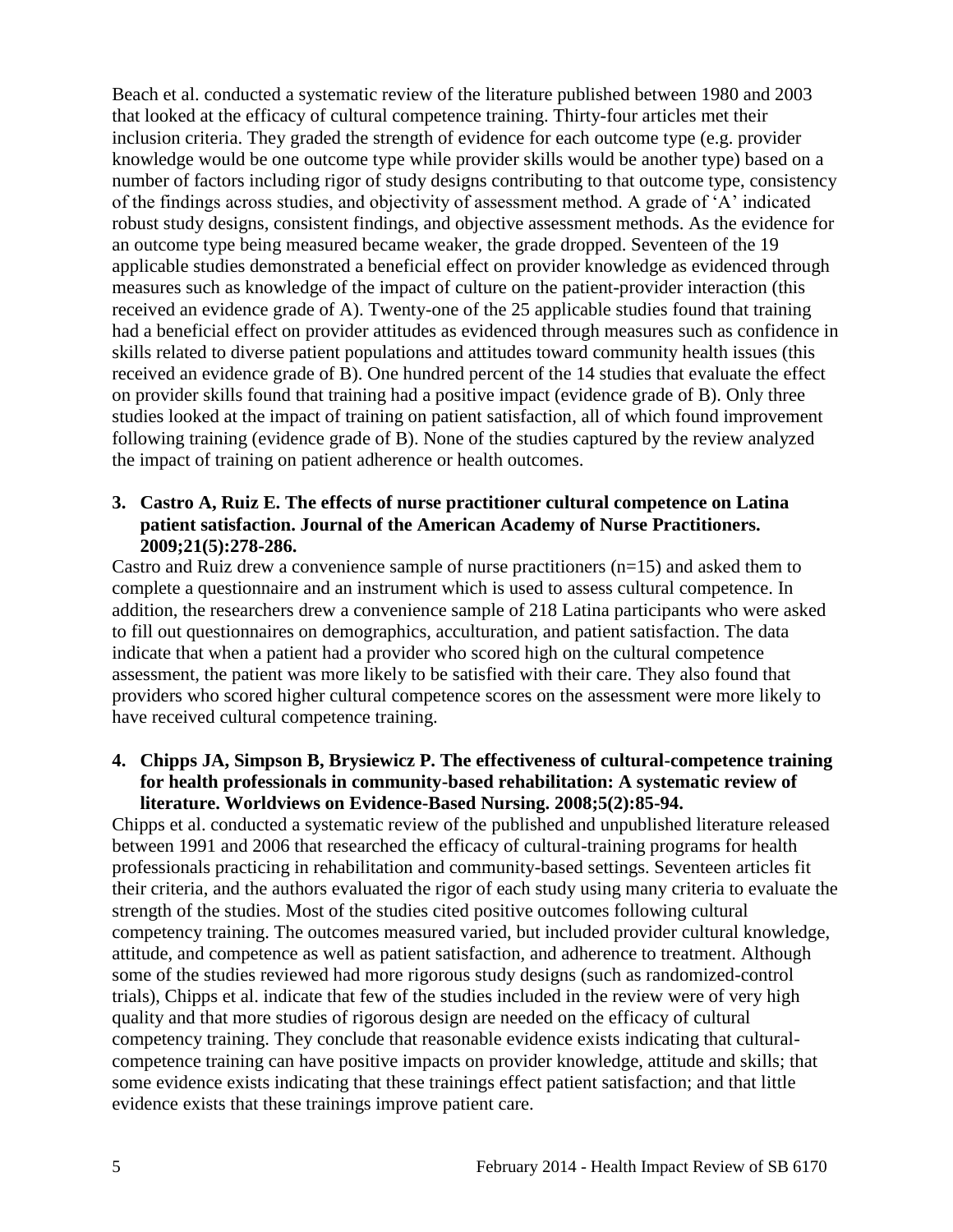Beach et al. conducted a systematic review of the literature published between 1980 and 2003 that looked at the efficacy of cultural competence training. Thirty-four articles met their inclusion criteria. They graded the strength of evidence for each outcome type (e.g. provider knowledge would be one outcome type while provider skills would be another type) based on a number of factors including rigor of study designs contributing to that outcome type, consistency of the findings across studies, and objectivity of assessment method. A grade of 'A' indicated robust study designs, consistent findings, and objective assessment methods. As the evidence for an outcome type being measured became weaker, the grade dropped. Seventeen of the 19 applicable studies demonstrated a beneficial effect on provider knowledge as evidenced through measures such as knowledge of the impact of culture on the patient-provider interaction (this received an evidence grade of A). Twenty-one of the 25 applicable studies found that training had a beneficial effect on provider attitudes as evidenced through measures such as confidence in skills related to diverse patient populations and attitudes toward community health issues (this received an evidence grade of B). One hundred percent of the 14 studies that evaluate the effect on provider skills found that training had a positive impact (evidence grade of B). Only three studies looked at the impact of training on patient satisfaction, all of which found improvement following training (evidence grade of B). None of the studies captured by the review analyzed the impact of training on patient adherence or health outcomes.

3. **Castro A, Ruiz E. The effects of nurse practitioner cultural competence on Latina patient satisfaction. Journal of the American Academy of Nurse Practitioners. 2009;21(5):278-286.**

Castro and Ruiz drew a convenience sample of nurse practitioners (n=15) and asked them to complete a questionnaire and an instrument which is used to assess cultural competence. In addition, the researchers drew a convenience sample of 218 Latina participants who were asked to fill out questionnaires on demographics, acculturation, and patient satisfaction. The data indicate that when a patient had a provider who scored high on the cultural competence assessment, the patient was more likely to be satisfied with their care. They also found that providers who scored higher cultural competence scores on the assessment were more likely to have received cultural competence training.

4. **Chipps JA, Simpson B, Brysiewicz P. The effectiveness of cultural-competence training for health professionals in community-based rehabilitation: A systematic review of literature. Worldviews on Evidence-Based Nursing. 2008;5(2):85-94.**

Chipps et al. conducted a systematic review of the published and unpublished literature released between 1991 and 2006 that researched the efficacy of cultural-training programs for health professionals practicing in rehabilitation and community-based settings. Seventeen articles fit their criteria, and the authors evaluated the rigor of each study using many criteria to evaluate the strength of the studies. Most of the studies cited positive outcomes following cultural competency training. The outcomes measured varied, but included provider cultural knowledge, attitude, and competence as well as patient satisfaction, and adherence to treatment. Although some of the studies reviewed had more rigorous study designs (such as randomized-control trials), Chipps et al. indicate that few of the studies included in the review were of very high quality and that more studies of rigorous design are needed on the efficacy of cultural competency training. They conclude that reasonable evidence exists indicating that cultural-competence training can have positive impacts on provider knowledge, attitude and skills; that some evidence exists indicating that these trainings effect patient satisfaction; and that little evidence exists that these trainings improve patient care.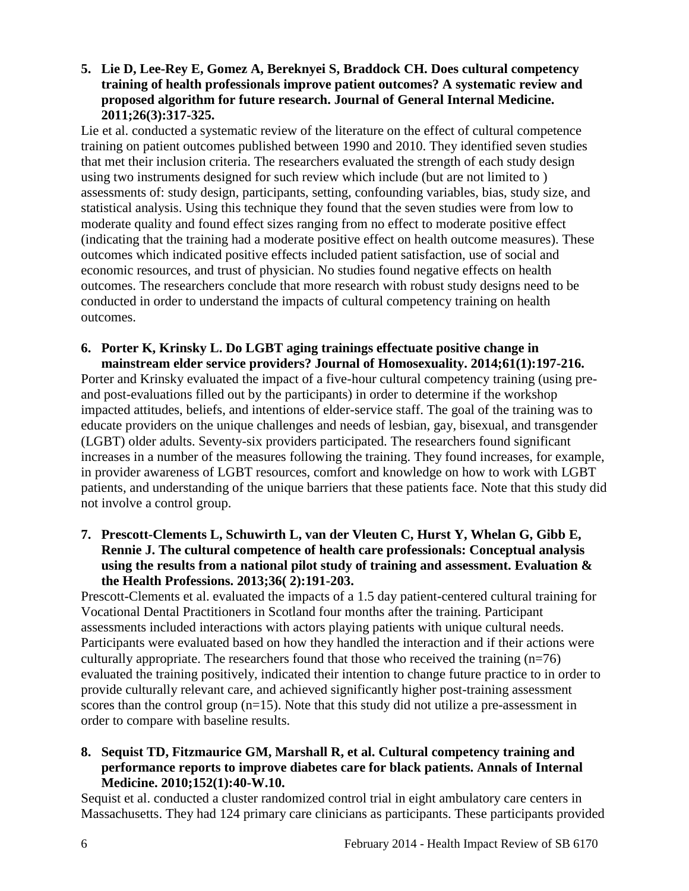5. **Lie D, Lee-Rey E, Gomez A, Bereknyei S, Braddock CH. Does cultural competency training of health professionals improve patient outcomes? A systematic review and proposed algorithm for future research. Journal of General Internal Medicine. 2011;26(3):317-325.**

Lie et al. conducted a systematic review of the literature on the effect of cultural competence training on patient outcomes published between 1990 and 2010. They identified seven studies that met their inclusion criteria. The researchers evaluated the strength of each study design using two instruments designed for such review which include (but are not limited to ) assessments of: study design, participants, setting, confounding variables, bias, study size, and statistical analysis. Using this technique they found that the seven studies were from low to moderate quality and found effect sizes ranging from no effect to moderate positive effect (indicating that the training had a moderate positive effect on health outcome measures). These outcomes which indicated positive effects included patient satisfaction, use of social and economic resources, and trust of physician. No studies found negative effects on health outcomes. The researchers conclude that more research with robust study designs need to be conducted in order to understand the impacts of cultural competency training on health outcomes.

6. **Porter K, Krinsky L. Do LGBT aging trainings effectuate positive change in mainstream elder service providers? Journal of Homosexuality. 2014;61(1):197-216.**

Porter and Krinsky evaluated the impact of a five-hour cultural competency training (using pre- and post-evaluations filled out by the participants) in order to determine if the workshop impacted attitudes, beliefs, and intentions of elder-service staff. The goal of the training was to educate providers on the unique challenges and needs of lesbian, gay, bisexual, and transgender (LGBT) older adults. Seventy-six providers participated. The researchers found significant increases in a number of the measures following the training. They found increases, for example, in provider awareness of LGBT resources, comfort and knowledge on how to work with LGBT patients, and understanding of the unique barriers that these patients face. Note that this study did not involve a control group.

7. **Prescott-Clements L, Schuwirth L, van der Vleuten C, Hurst Y, Whelan G, Gibb E, Rennie J. The cultural competence of health care professionals: Conceptual analysis using the results from a national pilot study of training and assessment. Evaluation & the Health Professions. 2013;36( 2):191-203.**

Prescott-Clements et al. evaluated the impacts of a 1.5 day patient-centered cultural training for Vocational Dental Practitioners in Scotland four months after the training. Participant assessments included interactions with actors playing patients with unique cultural needs. Participants were evaluated based on how they handled the interaction and if their actions were culturally appropriate. The researchers found that those who received the training (n=76) evaluated the training positively, indicated their intention to change future practice to in order to provide culturally relevant care, and achieved significantly higher post-training assessment scores than the control group (n=15). Note that this study did not utilize a pre-assessment in order to compare with baseline results.

8. **Sequist TD, Fitzmaurice GM, Marshall R, et al. Cultural competency training and performance reports to improve diabetes care for black patients. Annals of Internal Medicine. 2010;152(1):40-W.10.**

Sequist et al. conducted a cluster randomized control trial in eight ambulatory care centers in Massachusetts. They had 124 primary care clinicians as participants. These participants provided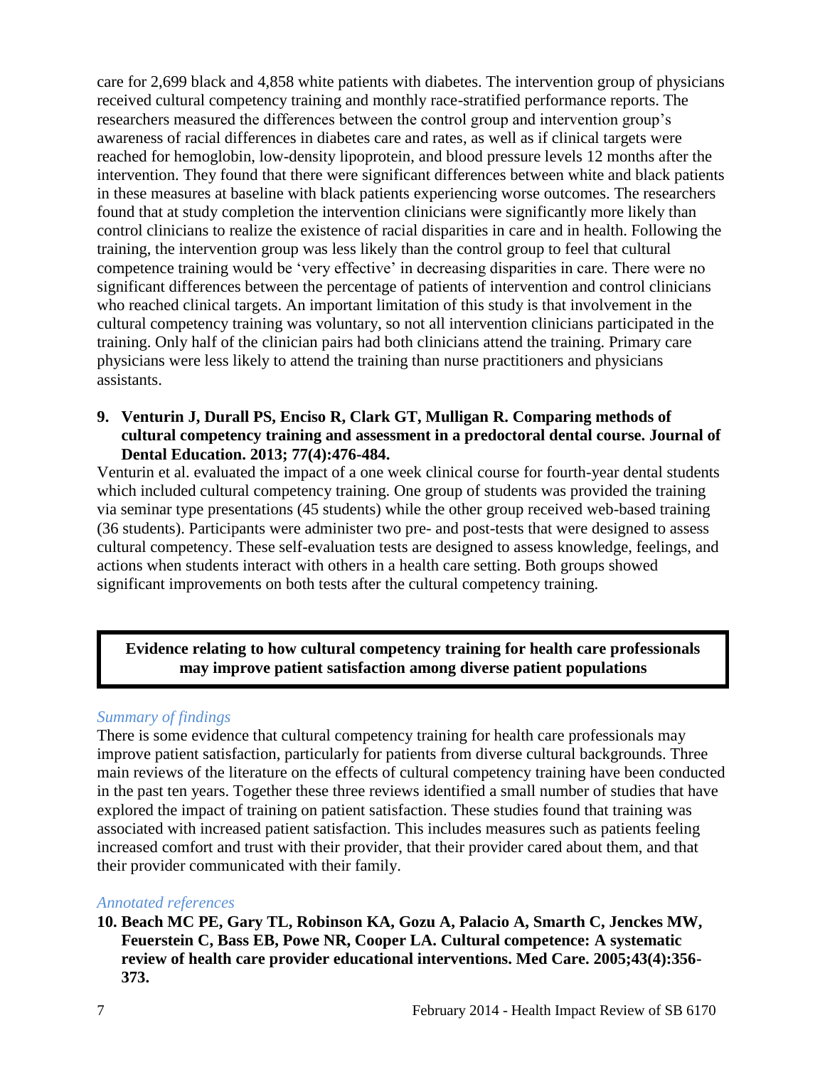care for 2,699 black and 4,858 white patients with diabetes. The intervention group of physicians received cultural competency training and monthly race-stratified performance reports. The researchers measured the differences between the control group and intervention group's awareness of racial differences in diabetes care and rates, as well as if clinical targets were reached for hemoglobin, low-density lipoprotein, and blood pressure levels 12 months after the intervention. They found that there were significant differences between white and black patients in these measures at baseline with black patients experiencing worse outcomes. The researchers found that at study completion the intervention clinicians were significantly more likely than control clinicians to realize the existence of racial disparities in care and in health. Following the training, the intervention group was less likely than the control group to feel that cultural competence training would be 'very effective' in decreasing disparities in care. There were no significant differences between the percentage of patients of intervention and control clinicians who reached clinical targets. An important limitation of this study is that involvement in the cultural competency training was voluntary, so not all intervention clinicians participated in the training. Only half of the clinician pairs had both clinicians attend the training. Primary care physicians were less likely to attend the training than nurse practitioners and physicians assistants.

**9. Venturin J, Durall PS, Enciso R, Clark GT, Mulligan R. Comparing methods of cultural competency training and assessment in a predoctoral dental course. Journal of Dental Education. 2013; 77(4):476-484.**

Venturin et al. evaluated the impact of a one week clinical course for fourth-year dental students which included cultural competency training. One group of students was provided the training via seminar type presentations (45 students) while the other group received web-based training (36 students). Participants were administer two pre- and post-tests that were designed to assess cultural competency. These self-evaluation tests are designed to assess knowledge, feelings, and actions when students interact with others in a health care setting. Both groups showed significant improvements on both tests after the cultural competency training.

## Evidence relating to how cultural competency training for health care professionals may improve patient satisfaction among diverse patient populations

*Summary of findings*

There is some evidence that cultural competency training for health care professionals may improve patient satisfaction, particularly for patients from diverse cultural backgrounds. Three main reviews of the literature on the effects of cultural competency training have been conducted in the past ten years. Together these three reviews identified a small number of studies that have explored the impact of training on patient satisfaction. These studies found that training was associated with increased patient satisfaction. This includes measures such as patients feeling increased comfort and trust with their provider, that their provider cared about them, and that their provider communicated with their family.

*Annotated references*

**10. Beach MC PE, Gary TL, Robinson KA, Gozu A, Palacio A, Smarth C, Jenckes MW, Feuerstein C, Bass EB, Powe NR, Cooper LA. Cultural competence: A systematic review of health care provider educational interventions. Med Care. 2005;43(4):356-373.**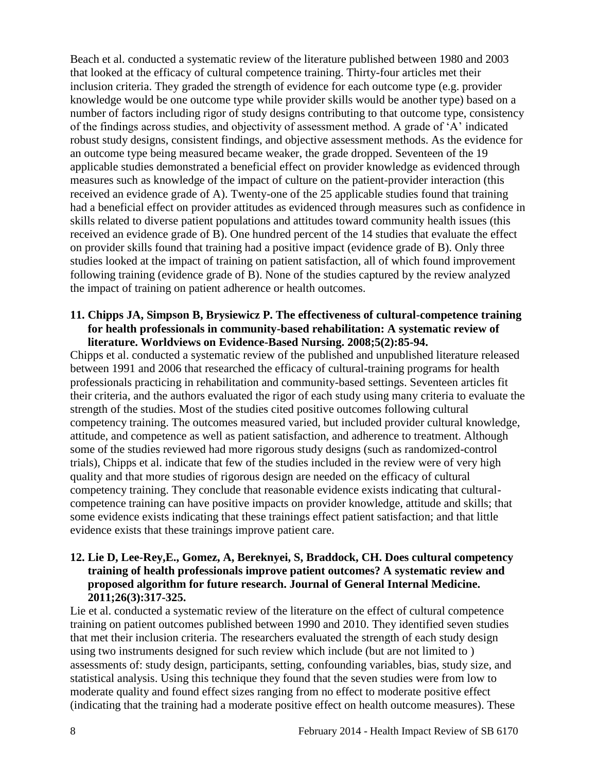Beach et al. conducted a systematic review of the literature published between 1980 and 2003 that looked at the efficacy of cultural competence training. Thirty-four articles met their inclusion criteria. They graded the strength of evidence for each outcome type (e.g. provider knowledge would be one outcome type while provider skills would be another type) based on a number of factors including rigor of study designs contributing to that outcome type, consistency of the findings across studies, and objectivity of assessment method. A grade of 'A' indicated robust study designs, consistent findings, and objective assessment methods. As the evidence for an outcome type being measured became weaker, the grade dropped. Seventeen of the 19 applicable studies demonstrated a beneficial effect on provider knowledge as evidenced through measures such as knowledge of the impact of culture on the patient-provider interaction (this received an evidence grade of A). Twenty-one of the 25 applicable studies found that training had a beneficial effect on provider attitudes as evidenced through measures such as confidence in skills related to diverse patient populations and attitudes toward community health issues (this received an evidence grade of B). One hundred percent of the 14 studies that evaluate the effect on provider skills found that training had a positive impact (evidence grade of B). Only three studies looked at the impact of training on patient satisfaction, all of which found improvement following training (evidence grade of B). None of the studies captured by the review analyzed the impact of training on patient adherence or health outcomes.

**11. Chipps JA, Simpson B, Brysiewicz P. The effectiveness of cultural-competence training for health professionals in community-based rehabilitation: A systematic review of literature. Worldviews on Evidence-Based Nursing. 2008;5(2):85-94.**

Chipps et al. conducted a systematic review of the published and unpublished literature released between 1991 and 2006 that researched the efficacy of cultural-training programs for health professionals practicing in rehabilitation and community-based settings. Seventeen articles fit their criteria, and the authors evaluated the rigor of each study using many criteria to evaluate the strength of the studies. Most of the studies cited positive outcomes following cultural competency training. The outcomes measured varied, but included provider cultural knowledge, attitude, and competence as well as patient satisfaction, and adherence to treatment. Although some of the studies reviewed had more rigorous study designs (such as randomized-control trials), Chipps et al. indicate that few of the studies included in the review were of very high quality and that more studies of rigorous design are needed on the efficacy of cultural competency training. They conclude that reasonable evidence exists indicating that cultural-competence training can have positive impacts on provider knowledge, attitude and skills; that some evidence exists indicating that these trainings effect patient satisfaction; and that little evidence exists that these trainings improve patient care.

**12. Lie D, Lee-Rey,E., Gomez, A, Bereknyei, S, Braddock, CH. Does cultural competency training of health professionals improve patient outcomes? A systematic review and proposed algorithm for future research. Journal of General Internal Medicine. 2011;26(3):317-325.**

Lie et al. conducted a systematic review of the literature on the effect of cultural competence training on patient outcomes published between 1990 and 2010. They identified seven studies that met their inclusion criteria. The researchers evaluated the strength of each study design using two instruments designed for such review which include (but are not limited to ) assessments of: study design, participants, setting, confounding variables, bias, study size, and statistical analysis. Using this technique they found that the seven studies were from low to moderate quality and found effect sizes ranging from no effect to moderate positive effect (indicating that the training had a moderate positive effect on health outcome measures). These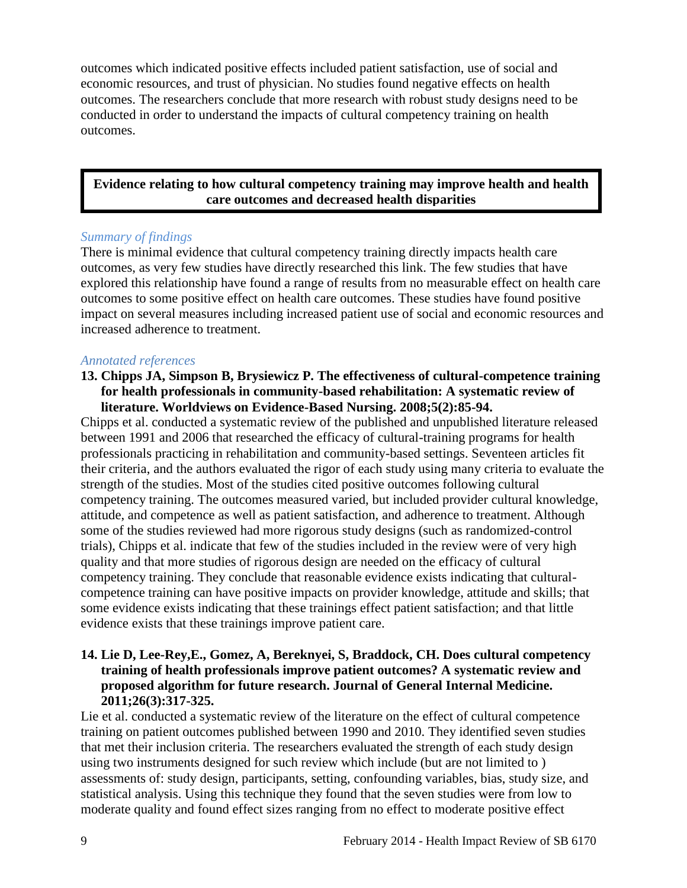outcomes which indicated positive effects included patient satisfaction, use of social and economic resources, and trust of physician. No studies found negative effects on health outcomes. The researchers conclude that more research with robust study designs need to be conducted in order to understand the impacts of cultural competency training on health outcomes.

**Evidence relating to how cultural competency training may improve health and health care outcomes and decreased health disparities**

*Summary of findings*

There is minimal evidence that cultural competency training directly impacts health care outcomes, as very few studies have directly researched this link. The few studies that have explored this relationship have found a range of results from no measurable effect on health care outcomes to some positive effect on health care outcomes. These studies have found positive impact on several measures including increased patient use of social and economic resources and increased adherence to treatment.

*Annotated references*

**13. Chipps JA, Simpson B, Brysiewicz P. The effectiveness of cultural-competence training for health professionals in community-based rehabilitation: A systematic review of literature. Worldviews on Evidence-Based Nursing. 2008;5(2):85-94.**

Chipps et al. conducted a systematic review of the published and unpublished literature released between 1991 and 2006 that researched the efficacy of cultural-training programs for health professionals practicing in rehabilitation and community-based settings. Seventeen articles fit their criteria, and the authors evaluated the rigor of each study using many criteria to evaluate the strength of the studies. Most of the studies cited positive outcomes following cultural competency training. The outcomes measured varied, but included provider cultural knowledge, attitude, and competence as well as patient satisfaction, and adherence to treatment. Although some of the studies reviewed had more rigorous study designs (such as randomized-control trials), Chipps et al. indicate that few of the studies included in the review were of very high quality and that more studies of rigorous design are needed on the efficacy of cultural competency training. They conclude that reasonable evidence exists indicating that cultural-competence training can have positive impacts on provider knowledge, attitude and skills; that some evidence exists indicating that these trainings effect patient satisfaction; and that little evidence exists that these trainings improve patient care.

**14. Lie D, Lee-Rey,E., Gomez, A, Bereknyei, S, Braddock, CH. Does cultural competency training of health professionals improve patient outcomes? A systematic review and proposed algorithm for future research. Journal of General Internal Medicine. 2011;26(3):317-325.**

Lie et al. conducted a systematic review of the literature on the effect of cultural competence training on patient outcomes published between 1990 and 2010. They identified seven studies that met their inclusion criteria. The researchers evaluated the strength of each study design using two instruments designed for such review which include (but are not limited to ) assessments of: study design, participants, setting, confounding variables, bias, study size, and statistical analysis. Using this technique they found that the seven studies were from low to moderate quality and found effect sizes ranging from no effect to moderate positive effect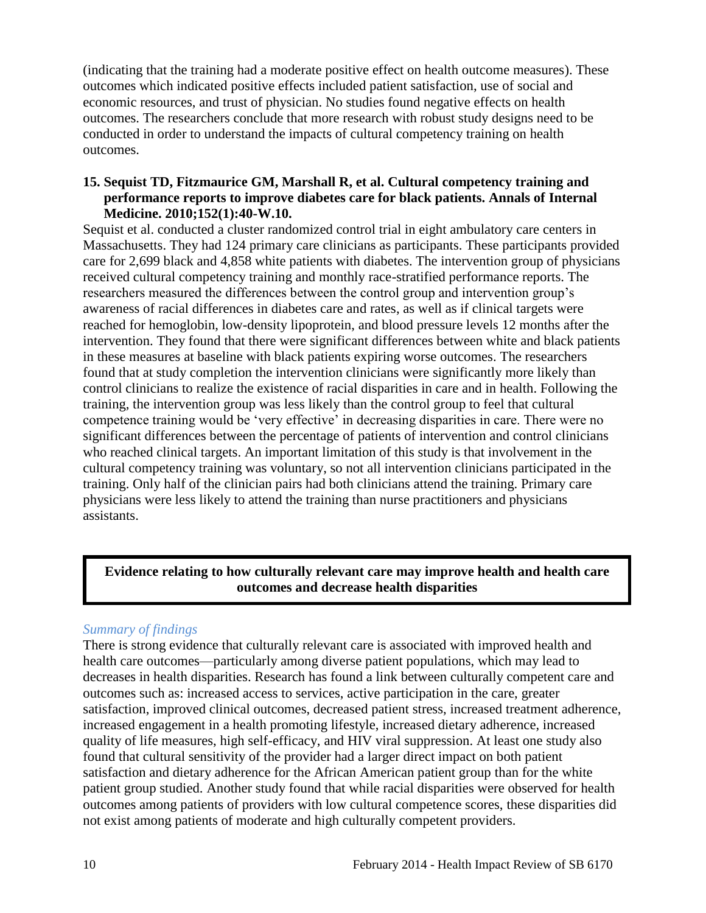(indicating that the training had a moderate positive effect on health outcome measures). These outcomes which indicated positive effects included patient satisfaction, use of social and economic resources, and trust of physician. No studies found negative effects on health outcomes. The researchers conclude that more research with robust study designs need to be conducted in order to understand the impacts of cultural competency training on health outcomes.

**15. Sequist TD, Fitzmaurice GM, Marshall R, et al. Cultural competency training and performance reports to improve diabetes care for black patients. Annals of Internal Medicine. 2010;152(1):40-W.10.**

Sequist et al. conducted a cluster randomized control trial in eight ambulatory care centers in Massachusetts. They had 124 primary care clinicians as participants. These participants provided care for 2,699 black and 4,858 white patients with diabetes. The intervention group of physicians received cultural competency training and monthly race-stratified performance reports. The researchers measured the differences between the control group and intervention group's awareness of racial differences in diabetes care and rates, as well as if clinical targets were reached for hemoglobin, low-density lipoprotein, and blood pressure levels 12 months after the intervention. They found that there were significant differences between white and black patients in these measures at baseline with black patients expiring worse outcomes. The researchers found that at study completion the intervention clinicians were significantly more likely than control clinicians to realize the existence of racial disparities in care and in health. Following the training, the intervention group was less likely than the control group to feel that cultural competence training would be 'very effective' in decreasing disparities in care. There were no significant differences between the percentage of patients of intervention and control clinicians who reached clinical targets. An important limitation of this study is that involvement in the cultural competency training was voluntary, so not all intervention clinicians participated in the training. Only half of the clinician pairs had both clinicians attend the training. Primary care physicians were less likely to attend the training than nurse practitioners and physicians assistants.

**Evidence relating to how culturally relevant care may improve health and health care outcomes and decrease health disparities**

*Summary of findings*

There is strong evidence that culturally relevant care is associated with improved health and health care outcomes—particularly among diverse patient populations, which may lead to decreases in health disparities. Research has found a link between culturally competent care and outcomes such as: increased access to services, active participation in the care, greater satisfaction, improved clinical outcomes, decreased patient stress, increased treatment adherence, increased engagement in a health promoting lifestyle, increased dietary adherence, increased quality of life measures, high self-efficacy, and HIV viral suppression. At least one study also found that cultural sensitivity of the provider had a larger direct impact on both patient satisfaction and dietary adherence for the African American patient group than for the white patient group studied. Another study found that while racial disparities were observed for health outcomes among patients of providers with low cultural competence scores, these disparities did not exist among patients of moderate and high culturally competent providers.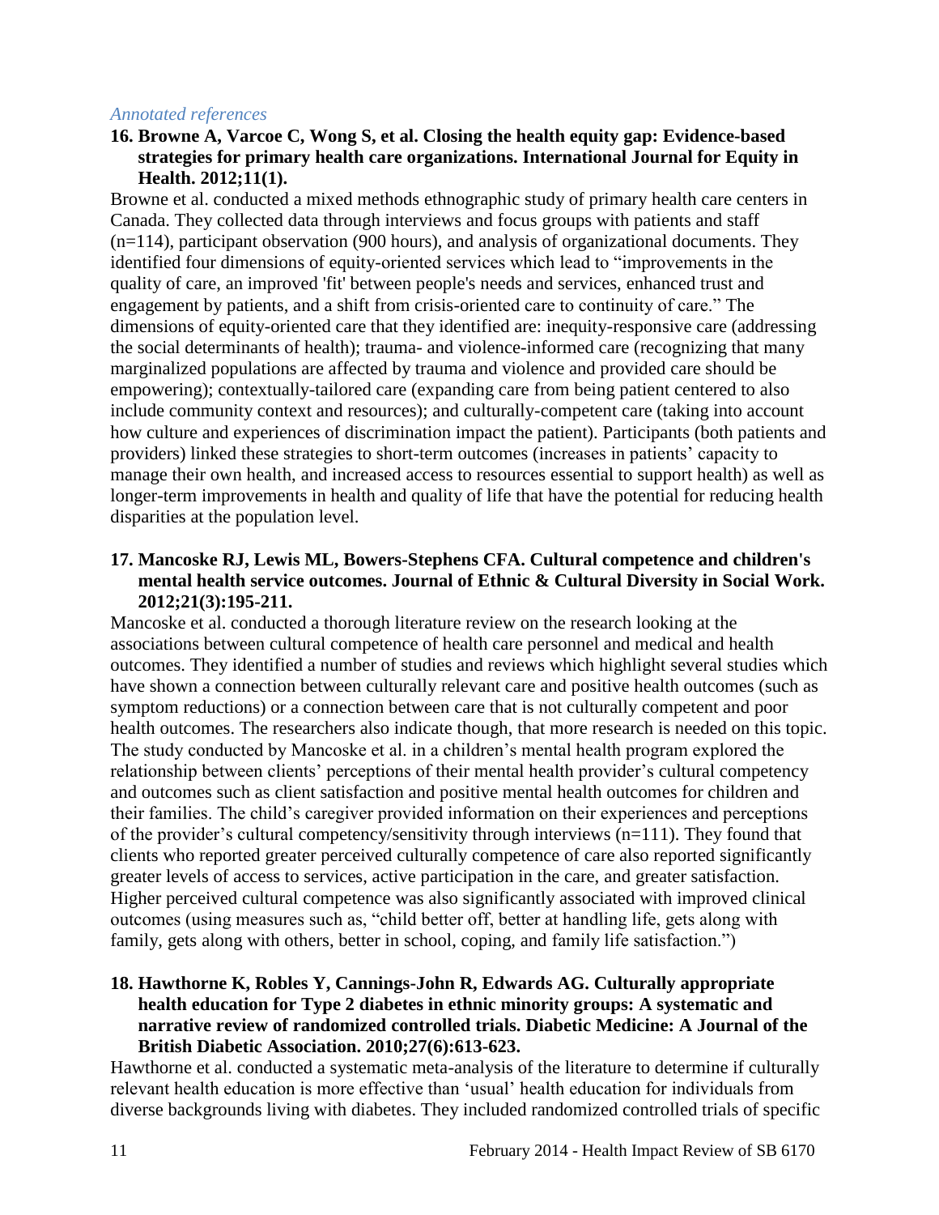*Annotated references*

**16. Browne A, Varcoe C, Wong S, et al. Closing the health equity gap: Evidence-based strategies for primary health care organizations. International Journal for Equity in Health. 2012;11(1).**

Browne et al. conducted a mixed methods ethnographic study of primary health care centers in Canada. They collected data through interviews and focus groups with patients and staff (n=114), participant observation (900 hours), and analysis of organizational documents. They identified four dimensions of equity-oriented services which lead to "improvements in the quality of care, an improved 'fit' between people's needs and services, enhanced trust and engagement by patients, and a shift from crisis-oriented care to continuity of care." The dimensions of equity-oriented care that they identified are: inequity-responsive care (addressing the social determinants of health); trauma- and violence-informed care (recognizing that many marginalized populations are affected by trauma and violence and provided care should be empowering); contextually-tailored care (expanding care from being patient centered to also include community context and resources); and culturally-competent care (taking into account how culture and experiences of discrimination impact the patient). Participants (both patients and providers) linked these strategies to short-term outcomes (increases in patients' capacity to manage their own health, and increased access to resources essential to support health) as well as longer-term improvements in health and quality of life that have the potential for reducing health disparities at the population level.

**17. Mancoske RJ, Lewis ML, Bowers-Stephens CFA. Cultural competence and children's mental health service outcomes. Journal of Ethnic & Cultural Diversity in Social Work. 2012;21(3):195-211.**

Mancoske et al. conducted a thorough literature review on the research looking at the associations between cultural competence of health care personnel and medical and health outcomes. They identified a number of studies and reviews which highlight several studies which have shown a connection between culturally relevant care and positive health outcomes (such as symptom reductions) or a connection between care that is not culturally competent and poor health outcomes. The researchers also indicate though, that more research is needed on this topic. The study conducted by Mancoske et al. in a children's mental health program explored the relationship between clients' perceptions of their mental health provider's cultural competency and outcomes such as client satisfaction and positive mental health outcomes for children and their families. The child's caregiver provided information on their experiences and perceptions of the provider's cultural competency/sensitivity through interviews (n=111). They found that clients who reported greater perceived culturally competence of care also reported significantly greater levels of access to services, active participation in the care, and greater satisfaction. Higher perceived cultural competence was also significantly associated with improved clinical outcomes (using measures such as, "child better off, better at handling life, gets along with family, gets along with others, better in school, coping, and family life satisfaction.")

**18. Hawthorne K, Robles Y, Cannings-John R, Edwards AG. Culturally appropriate health education for Type 2 diabetes in ethnic minority groups: A systematic and narrative review of randomized controlled trials. Diabetic Medicine: A Journal of the British Diabetic Association. 2010;27(6):613-623.**

Hawthorne et al. conducted a systematic meta-analysis of the literature to determine if culturally relevant health education is more effective than 'usual' health education for individuals from diverse backgrounds living with diabetes. They included randomized controlled trials of specific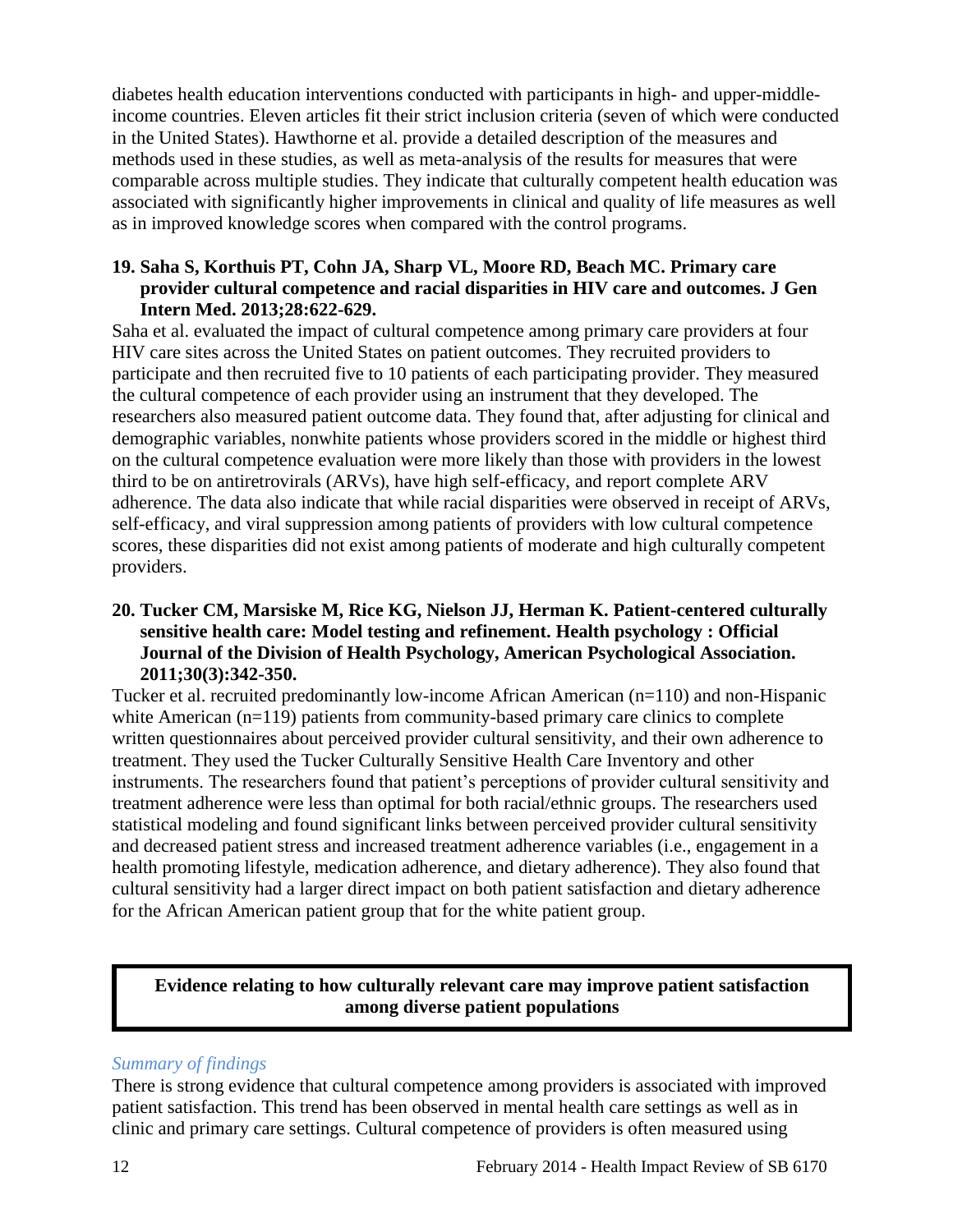diabetes health education interventions conducted with participants in high- and upper-middle-income countries. Eleven articles fit their strict inclusion criteria (seven of which were conducted in the United States). Hawthorne et al. provide a detailed description of the measures and methods used in these studies, as well as meta-analysis of the results for measures that were comparable across multiple studies. They indicate that culturally competent health education was associated with significantly higher improvements in clinical and quality of life measures as well as in improved knowledge scores when compared with the control programs.

**19. Saha S, Korthuis PT, Cohn JA, Sharp VL, Moore RD, Beach MC. Primary care provider cultural competence and racial disparities in HIV care and outcomes. J Gen Intern Med. 2013;28:622-629.**

Saha et al. evaluated the impact of cultural competence among primary care providers at four HIV care sites across the United States on patient outcomes. They recruited providers to participate and then recruited five to 10 patients of each participating provider. They measured the cultural competence of each provider using an instrument that they developed. The researchers also measured patient outcome data. They found that, after adjusting for clinical and demographic variables, nonwhite patients whose providers scored in the middle or highest third on the cultural competence evaluation were more likely than those with providers in the lowest third to be on antiretrovirals (ARVs), have high self-efficacy, and report complete ARV adherence. The data also indicate that while racial disparities were observed in receipt of ARVs, self-efficacy, and viral suppression among patients of providers with low cultural competence scores, these disparities did not exist among patients of moderate and high culturally competent providers.

**20. Tucker CM, Marsiske M, Rice KG, Nielson JJ, Herman K. Patient-centered culturally sensitive health care: Model testing and refinement. Health psychology : Official Journal of the Division of Health Psychology, American Psychological Association. 2011;30(3):342-350.**

Tucker et al. recruited predominantly low-income African American (n=110) and non-Hispanic white American (n=119) patients from community-based primary care clinics to complete written questionnaires about perceived provider cultural sensitivity, and their own adherence to treatment. They used the Tucker Culturally Sensitive Health Care Inventory and other instruments. The researchers found that patient's perceptions of provider cultural sensitivity and treatment adherence were less than optimal for both racial/ethnic groups. The researchers used statistical modeling and found significant links between perceived provider cultural sensitivity and decreased patient stress and increased treatment adherence variables (i.e., engagement in a health promoting lifestyle, medication adherence, and dietary adherence). They also found that cultural sensitivity had a larger direct impact on both patient satisfaction and dietary adherence for the African American patient group that for the white patient group.

**Evidence relating to how culturally relevant care may improve patient satisfaction among diverse patient populations**

*Summary of findings*

There is strong evidence that cultural competence among providers is associated with improved patient satisfaction. This trend has been observed in mental health care settings as well as in clinic and primary care settings. Cultural competence of providers is often measured using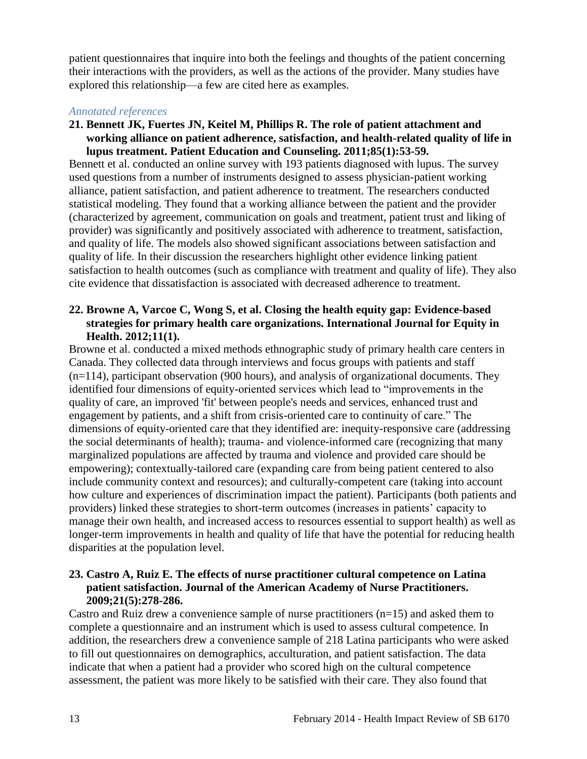patient questionnaires that inquire into both the feelings and thoughts of the patient concerning their interactions with the providers, as well as the actions of the provider. Many studies have explored this relationship—a few are cited here as examples.

*Annotated references*

**21. Bennett JK, Fuertes JN, Keitel M, Phillips R. The role of patient attachment and working alliance on patient adherence, satisfaction, and health-related quality of life in lupus treatment. Patient Education and Counseling. 2011;85(1):53-59.**

Bennett et al. conducted an online survey with 193 patients diagnosed with lupus. The survey used questions from a number of instruments designed to assess physician-patient working alliance, patient satisfaction, and patient adherence to treatment. The researchers conducted statistical modeling. They found that a working alliance between the patient and the provider (characterized by agreement, communication on goals and treatment, patient trust and liking of provider) was significantly and positively associated with adherence to treatment, satisfaction, and quality of life. The models also showed significant associations between satisfaction and quality of life. In their discussion the researchers highlight other evidence linking patient satisfaction to health outcomes (such as compliance with treatment and quality of life). They also cite evidence that dissatisfaction is associated with decreased adherence to treatment.

**22. Browne A, Varcoe C, Wong S, et al. Closing the health equity gap: Evidence-based strategies for primary health care organizations. International Journal for Equity in Health. 2012;11(1).**

Browne et al. conducted a mixed methods ethnographic study of primary health care centers in Canada. They collected data through interviews and focus groups with patients and staff (n=114), participant observation (900 hours), and analysis of organizational documents. They identified four dimensions of equity-oriented services which lead to "improvements in the quality of care, an improved 'fit' between people's needs and services, enhanced trust and engagement by patients, and a shift from crisis-oriented care to continuity of care." The dimensions of equity-oriented care that they identified are: inequity-responsive care (addressing the social determinants of health); trauma- and violence-informed care (recognizing that many marginalized populations are affected by trauma and violence and provided care should be empowering); contextually-tailored care (expanding care from being patient centered to also include community context and resources); and culturally-competent care (taking into account how culture and experiences of discrimination impact the patient). Participants (both patients and providers) linked these strategies to short-term outcomes (increases in patients' capacity to manage their own health, and increased access to resources essential to support health) as well as longer-term improvements in health and quality of life that have the potential for reducing health disparities at the population level.

**23. Castro A, Ruiz E. The effects of nurse practitioner cultural competence on Latina patient satisfaction. Journal of the American Academy of Nurse Practitioners. 2009;21(5):278-286.**

Castro and Ruiz drew a convenience sample of nurse practitioners (n=15) and asked them to complete a questionnaire and an instrument which is used to assess cultural competence. In addition, the researchers drew a convenience sample of 218 Latina participants who were asked to fill out questionnaires on demographics, acculturation, and patient satisfaction. The data indicate that when a patient had a provider who scored high on the cultural competence assessment, the patient was more likely to be satisfied with their care. They also found that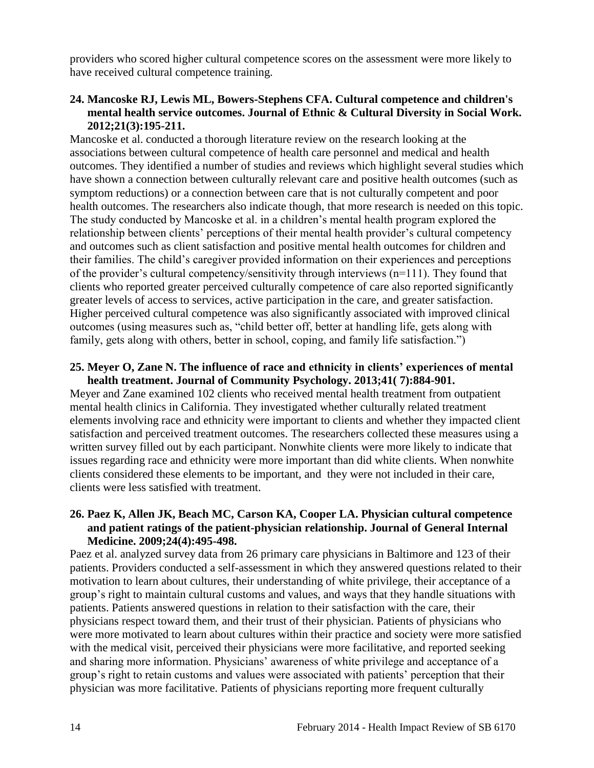providers who scored higher cultural competence scores on the assessment were more likely to have received cultural competence training.

**24. Mancoske RJ, Lewis ML, Bowers-Stephens CFA. Cultural competence and children's mental health service outcomes. Journal of Ethnic & Cultural Diversity in Social Work. 2012;21(3):195-211.**

Mancoske et al. conducted a thorough literature review on the research looking at the associations between cultural competence of health care personnel and medical and health outcomes. They identified a number of studies and reviews which highlight several studies which have shown a connection between culturally relevant care and positive health outcomes (such as symptom reductions) or a connection between care that is not culturally competent and poor health outcomes. The researchers also indicate though, that more research is needed on this topic. The study conducted by Mancoske et al. in a children's mental health program explored the relationship between clients' perceptions of their mental health provider's cultural competency and outcomes such as client satisfaction and positive mental health outcomes for children and their families. The child's caregiver provided information on their experiences and perceptions of the provider's cultural competency/sensitivity through interviews (n=111). They found that clients who reported greater perceived culturally competence of care also reported significantly greater levels of access to services, active participation in the care, and greater satisfaction. Higher perceived cultural competence was also significantly associated with improved clinical outcomes (using measures such as, "child better off, better at handling life, gets along with family, gets along with others, better in school, coping, and family life satisfaction.")

**25. Meyer O, Zane N. The influence of race and ethnicity in clients' experiences of mental health treatment. Journal of Community Psychology. 2013;41( 7):884-901.**

Meyer and Zane examined 102 clients who received mental health treatment from outpatient mental health clinics in California. They investigated whether culturally related treatment elements involving race and ethnicity were important to clients and whether they impacted client satisfaction and perceived treatment outcomes. The researchers collected these measures using a written survey filled out by each participant. Nonwhite clients were more likely to indicate that issues regarding race and ethnicity were more important than did white clients. When nonwhite clients considered these elements to be important, and they were not included in their care, clients were less satisfied with treatment.

**26. Paez K, Allen JK, Beach MC, Carson KA, Cooper LA. Physician cultural competence and patient ratings of the patient-physician relationship. Journal of General Internal Medicine. 2009;24(4):495-498.**

Paez et al. analyzed survey data from 26 primary care physicians in Baltimore and 123 of their patients. Providers conducted a self-assessment in which they answered questions related to their motivation to learn about cultures, their understanding of white privilege, their acceptance of a group's right to maintain cultural customs and values, and ways that they handle situations with patients. Patients answered questions in relation to their satisfaction with the care, their physicians respect toward them, and their trust of their physician. Patients of physicians who were more motivated to learn about cultures within their practice and society were more satisfied with the medical visit, perceived their physicians were more facilitative, and reported seeking and sharing more information. Physicians' awareness of white privilege and acceptance of a group's right to retain customs and values were associated with patients' perception that their physician was more facilitative. Patients of physicians reporting more frequent culturally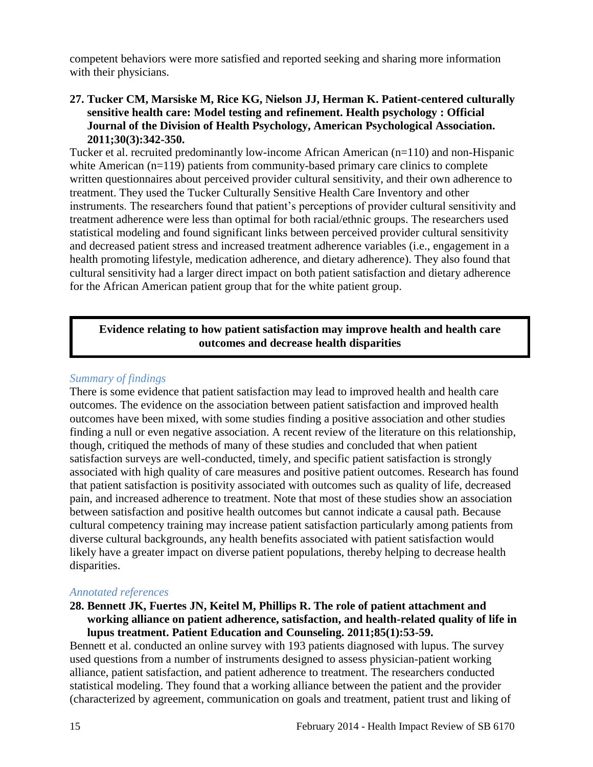competent behaviors were more satisfied and reported seeking and sharing more information with their physicians.

**27. Tucker CM, Marsiske M, Rice KG, Nielson JJ, Herman K. Patient-centered culturally sensitive health care: Model testing and refinement. Health psychology : Official Journal of the Division of Health Psychology, American Psychological Association. 2011;30(3):342-350.**

Tucker et al. recruited predominantly low-income African American (n=110) and non-Hispanic white American (n=119) patients from community-based primary care clinics to complete written questionnaires about perceived provider cultural sensitivity, and their own adherence to treatment. They used the Tucker Culturally Sensitive Health Care Inventory and other instruments. The researchers found that patient's perceptions of provider cultural sensitivity and treatment adherence were less than optimal for both racial/ethnic groups. The researchers used statistical modeling and found significant links between perceived provider cultural sensitivity and decreased patient stress and increased treatment adherence variables (i.e., engagement in a health promoting lifestyle, medication adherence, and dietary adherence). They also found that cultural sensitivity had a larger direct impact on both patient satisfaction and dietary adherence for the African American patient group that for the white patient group.

**Evidence relating to how patient satisfaction may improve health and health care outcomes and decrease health disparities**

*Summary of findings*

There is some evidence that patient satisfaction may lead to improved health and health care outcomes. The evidence on the association between patient satisfaction and improved health outcomes have been mixed, with some studies finding a positive association and other studies finding a null or even negative association. A recent review of the literature on this relationship, though, critiqued the methods of many of these studies and concluded that when patient satisfaction surveys are well-conducted, timely, and specific patient satisfaction is strongly associated with high quality of care measures and positive patient outcomes. Research has found that patient satisfaction is positivity associated with outcomes such as quality of life, decreased pain, and increased adherence to treatment. Note that most of these studies show an association between satisfaction and positive health outcomes but cannot indicate a causal path. Because cultural competency training may increase patient satisfaction particularly among patients from diverse cultural backgrounds, any health benefits associated with patient satisfaction would likely have a greater impact on diverse patient populations, thereby helping to decrease health disparities.

*Annotated references*

**28. Bennett JK, Fuertes JN, Keitel M, Phillips R. The role of patient attachment and working alliance on patient adherence, satisfaction, and health-related quality of life in lupus treatment. Patient Education and Counseling. 2011;85(1):53-59.**

Bennett et al. conducted an online survey with 193 patients diagnosed with lupus. The survey used questions from a number of instruments designed to assess physician-patient working alliance, patient satisfaction, and patient adherence to treatment. The researchers conducted statistical modeling. They found that a working alliance between the patient and the provider (characterized by agreement, communication on goals and treatment, patient trust and liking of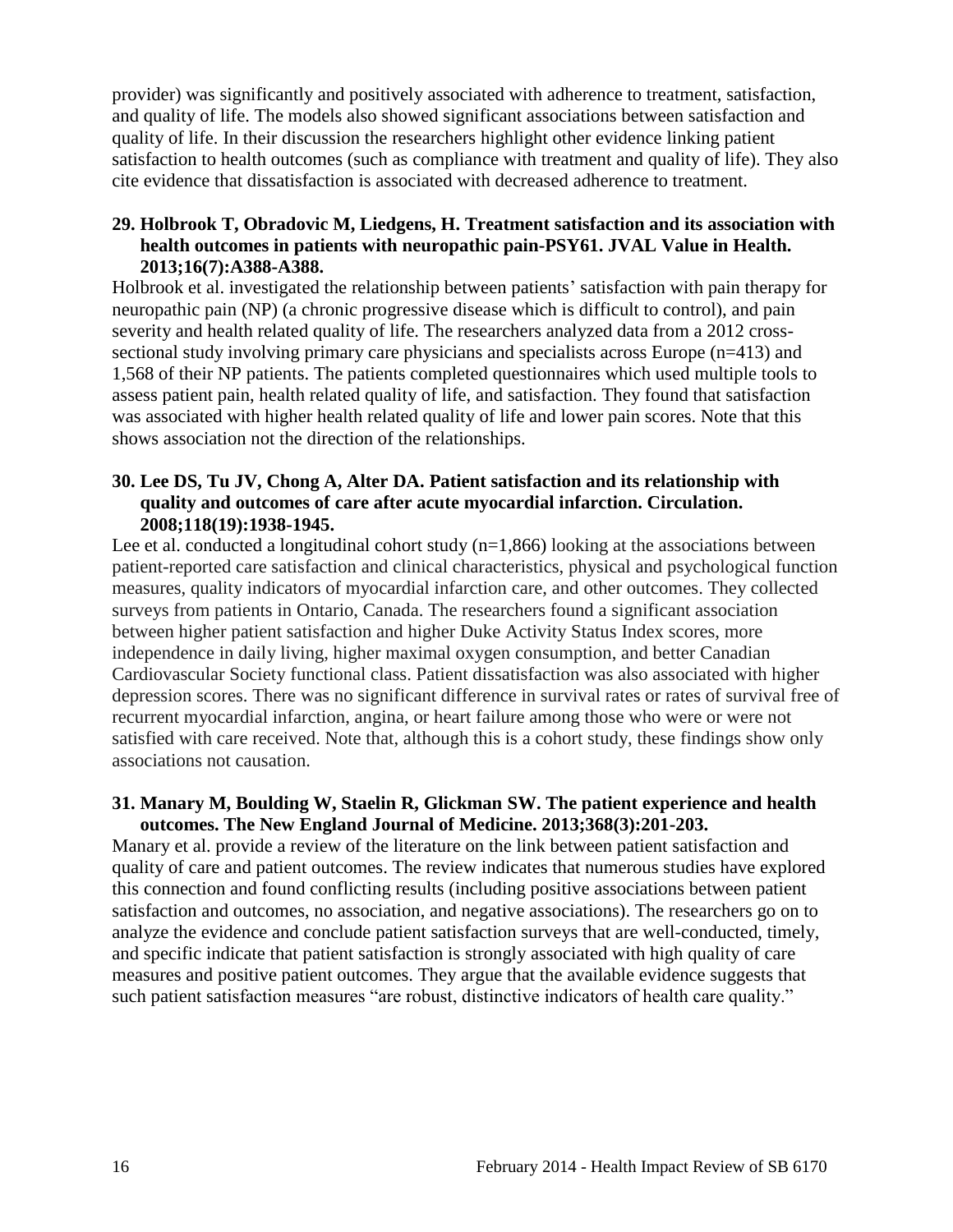provider) was significantly and positively associated with adherence to treatment, satisfaction, and quality of life. The models also showed significant associations between satisfaction and quality of life. In their discussion the researchers highlight other evidence linking patient satisfaction to health outcomes (such as compliance with treatment and quality of life). They also cite evidence that dissatisfaction is associated with decreased adherence to treatment.

**29. Holbrook T, Obradovic M, Liedgens, H. Treatment satisfaction and its association with health outcomes in patients with neuropathic pain-PSY61. JVAL Value in Health. 2013;16(7):A388-A388.**

Holbrook et al. investigated the relationship between patients' satisfaction with pain therapy for neuropathic pain (NP) (a chronic progressive disease which is difficult to control), and pain severity and health related quality of life. The researchers analyzed data from a 2012 cross-sectional study involving primary care physicians and specialists across Europe (n=413) and 1,568 of their NP patients. The patients completed questionnaires which used multiple tools to assess patient pain, health related quality of life, and satisfaction. They found that satisfaction was associated with higher health related quality of life and lower pain scores. Note that this shows association not the direction of the relationships.

**30. Lee DS, Tu JV, Chong A, Alter DA. Patient satisfaction and its relationship with quality and outcomes of care after acute myocardial infarction. Circulation. 2008;118(19):1938-1945.**

Lee et al. conducted a longitudinal cohort study (n=1,866) looking at the associations between patient-reported care satisfaction and clinical characteristics, physical and psychological function measures, quality indicators of myocardial infarction care, and other outcomes. They collected surveys from patients in Ontario, Canada. The researchers found a significant association between higher patient satisfaction and higher Duke Activity Status Index scores, more independence in daily living, higher maximal oxygen consumption, and better Canadian Cardiovascular Society functional class. Patient dissatisfaction was also associated with higher depression scores. There was no significant difference in survival rates or rates of survival free of recurrent myocardial infarction, angina, or heart failure among those who were or were not satisfied with care received. Note that, although this is a cohort study, these findings show only associations not causation.

**31. Manary M, Boulding W, Staelin R, Glickman SW. The patient experience and health outcomes. The New England Journal of Medicine. 2013;368(3):201-203.**

Manary et al. provide a review of the literature on the link between patient satisfaction and quality of care and patient outcomes. The review indicates that numerous studies have explored this connection and found conflicting results (including positive associations between patient satisfaction and outcomes, no association, and negative associations). The researchers go on to analyze the evidence and conclude patient satisfaction surveys that are well-conducted, timely, and specific indicate that patient satisfaction is strongly associated with high quality of care measures and positive patient outcomes. They argue that the available evidence suggests that such patient satisfaction measures "are robust, distinctive indicators of health care quality."